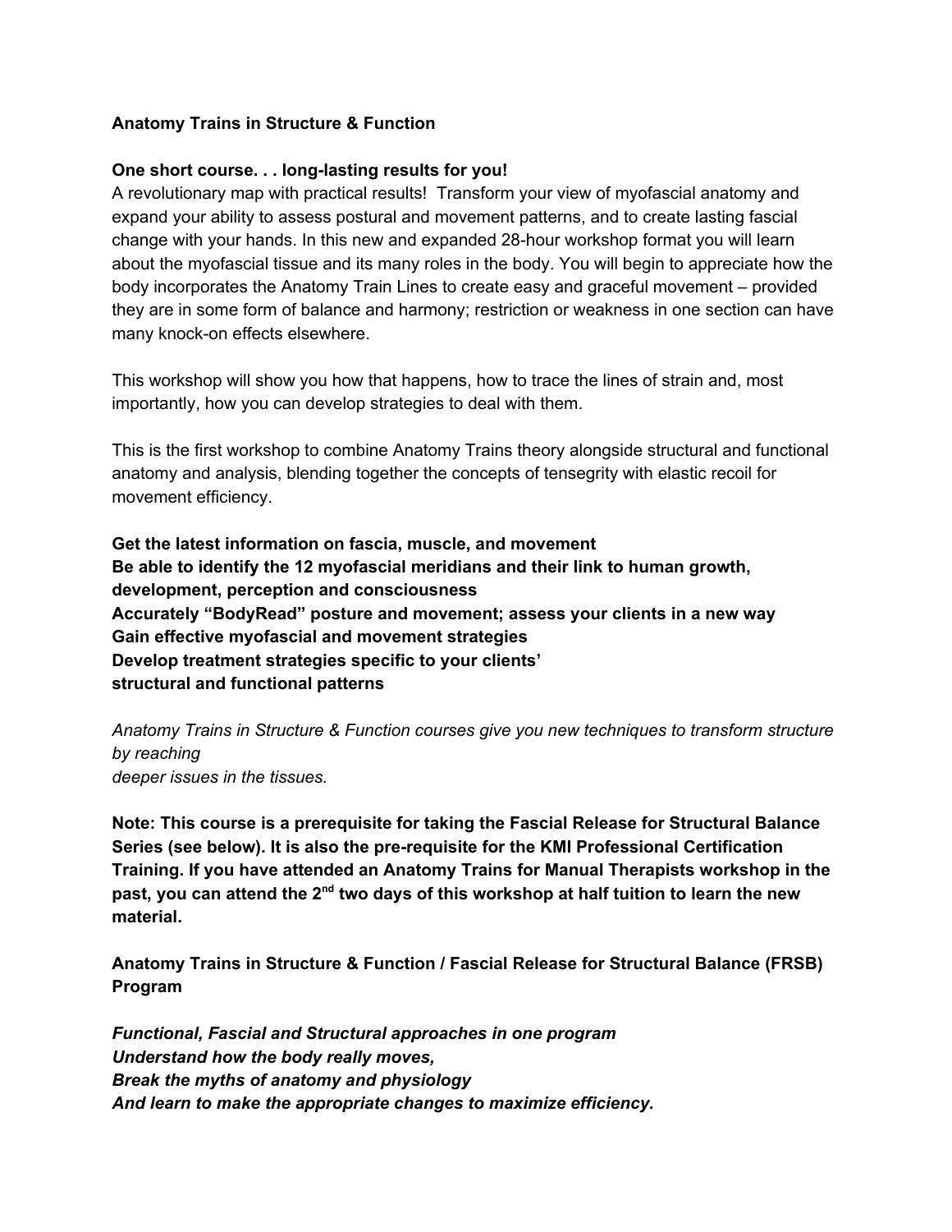**Anatomy Trains in Structure & Function**

**One short course. . . long-lasting results for you!**

A revolutionary map with practical results! Transform your view of myofascial anatomy and expand your ability to assess postural and movement patterns, and to create lasting fascial change with your hands. In this new and expanded 28-hour workshop format you will learn about the myofascial tissue and its many roles in the body. You will begin to appreciate how the body incorporates the Anatomy Train Lines to create easy and graceful movement – provided they are in some form of balance and harmony; restriction or weakness in one section can have many knock-on effects elsewhere.

This workshop will show you how that happens, how to trace the lines of strain and, most importantly, how you can develop strategies to deal with them.

This is the first workshop to combine Anatomy Trains theory alongside structural and functional anatomy and analysis, blending together the concepts of tensegrity with elastic recoil for movement efficiency.

**Get the latest information on fascia, muscle, and movement**
**Be able to identify the 12 myofascial meridians and their link to human growth, development, perception and consciousness**
**Accurately "BodyRead" posture and movement; assess your clients in a new way**
**Gain effective myofascial and movement strategies**
**Develop treatment strategies specific to your clients' structural and functional patterns**

*Anatomy Trains in Structure & Function courses give you new techniques to transform structure by reaching deeper issues in the tissues.*

**Note: This course is a prerequisite for taking the Fascial Release for Structural Balance Series (see below). It is also the pre-requisite for the KMI Professional Certification Training. If you have attended an Anatomy Trains for Manual Therapists workshop in the past, you can attend the 2nd two days of this workshop at half tuition to learn the new material.**

**Anatomy Trains in Structure & Function / Fascial Release for Structural Balance (FRSB) Program**

***Functional, Fascial and Structural approaches in one program***
***Understand how the body really moves,***
***Break the myths of anatomy and physiology***
***And learn to make the appropriate changes to maximize efficiency.***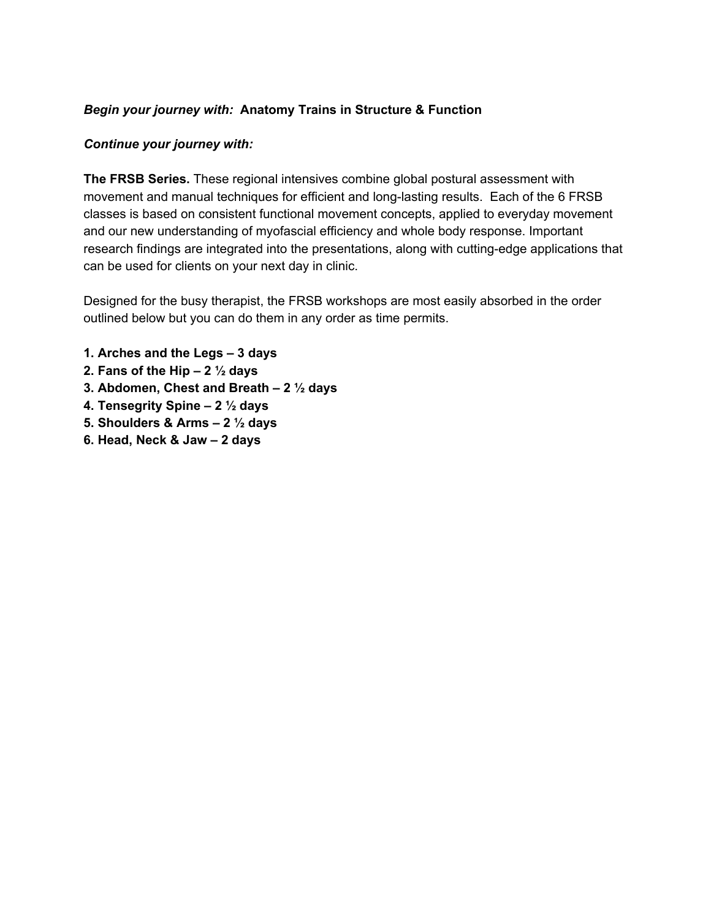***Begin your journey with:*** **Anatomy Trains in Structure & Function**

***Continue your journey with:***

**The FRSB Series.** These regional intensives combine global postural assessment with movement and manual techniques for efficient and long-lasting results. Each of the 6 FRSB classes is based on consistent functional movement concepts, applied to everyday movement and our new understanding of myofascial efficiency and whole body response. Important research findings are integrated into the presentations, along with cutting-edge applications that can be used for clients on your next day in clinic.

Designed for the busy therapist, the FRSB workshops are most easily absorbed in the order outlined below but you can do them in any order as time permits.

1. **Arches and the Legs – 3 days**
2. **Fans of the Hip – 2 ½ days**
3. **Abdomen, Chest and Breath – 2 ½ days**
4. **Tensegrity Spine – 2 ½ days**
5. **Shoulders & Arms – 2 ½ days**
6. **Head, Neck & Jaw – 2 days**